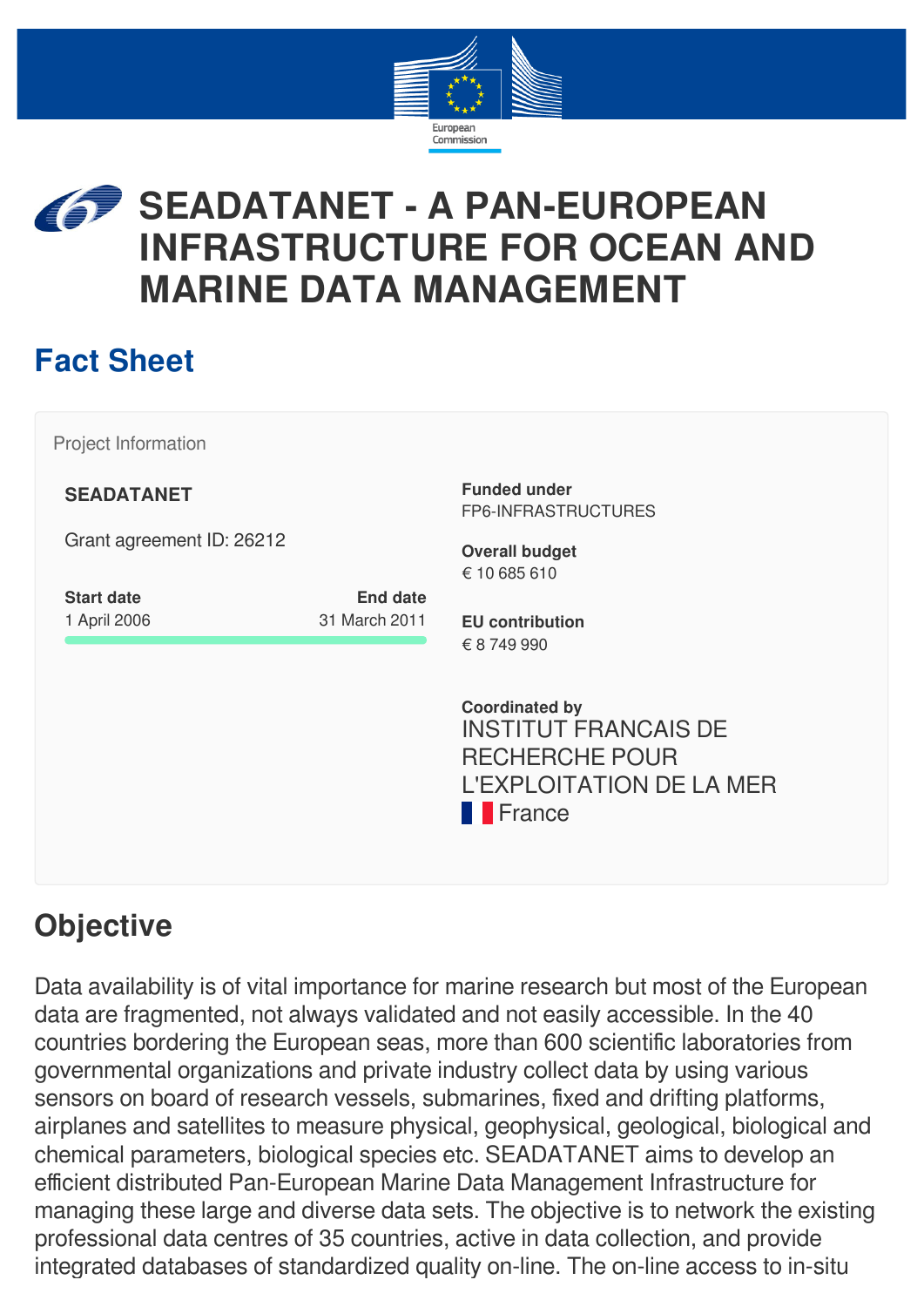# SEADATANET - A PAN-EUROPEAN INFRASTRUCTURE FOR OCEAN AND MARINE DATA MANAGEMENT

## Fact Sheet

Project Information

**SEADATANET**

Grant agreement ID: 26212

**Start date**
1 April 2006

**End date**
31 March 2011

**Funded under**
FP6-INFRASTRUCTURES

**Overall budget**
€ 10 685 610

**EU contribution**
€ 8 749 990

**Coordinated by**
INSTITUT FRANCAIS DE RECHERCHE POUR L'EXPLOITATION DE LA MER
France

## Objective

Data availability is of vital importance for marine research but most of the European data are fragmented, not always validated and not easily accessible. In the 40 countries bordering the European seas, more than 600 scientific laboratories from governmental organizations and private industry collect data by using various sensors on board of research vessels, submarines, fixed and drifting platforms, airplanes and satellites to measure physical, geophysical, geological, biological and chemical parameters, biological species etc. SEADATANET aims to develop an efficient distributed Pan-European Marine Data Management Infrastructure for managing these large and diverse data sets. The objective is to network the existing professional data centres of 35 countries, active in data collection, and provide integrated databases of standardized quality on-line. The on-line access to in-situ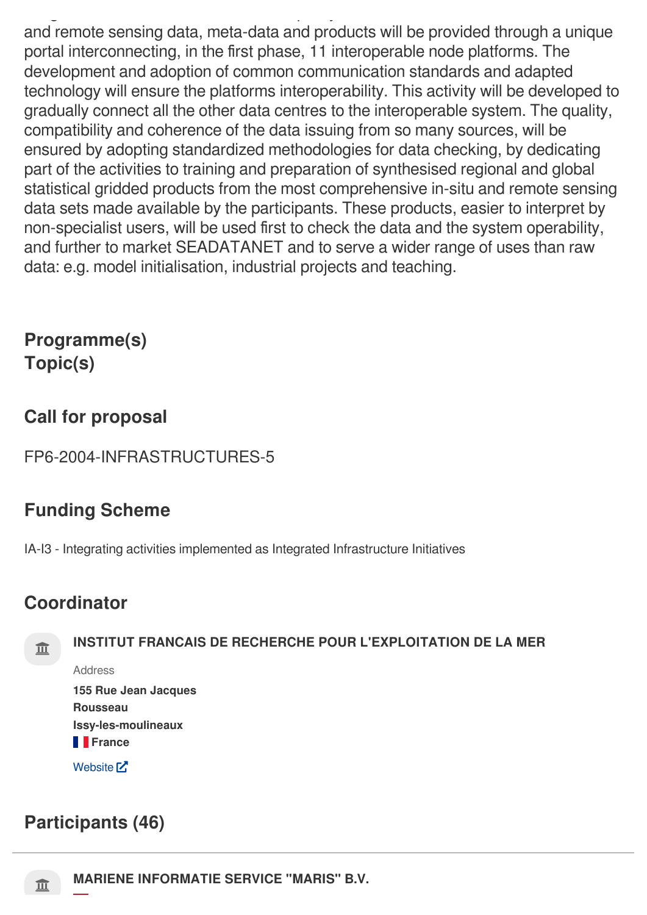and remote sensing data, meta-data and products will be provided through a unique portal interconnecting, in the first phase, 11 interoperable node platforms. The development and adoption of common communication standards and adapted technology will ensure the platforms interoperability. This activity will be developed to gradually connect all the other data centres to the interoperable system. The quality, compatibility and coherence of the data issuing from so many sources, will be ensured by adopting standardized methodologies for data checking, by dedicating part of the activities to training and preparation of synthesised regional and global statistical gridded products from the most comprehensive in-situ and remote sensing data sets made available by the participants. These products, easier to interpret by non-specialist users, will be used first to check the data and the system operability, and further to market SEADATANET and to serve a wider range of uses than raw data: e.g. model initialisation, industrial projects and teaching.

## Programme(s)

## Topic(s)

## Call for proposal

FP6-2004-INFRASTRUCTURES-5

## Funding Scheme

IA-I3 - Integrating activities implemented as Integrated Infrastructure Initiatives

## Coordinator

**INSTITUT FRANCAIS DE RECHERCHE POUR L'EXPLOITATION DE LA MER**

Address

**155 Rue Jean Jacques Rousseau**
**Issy-les-moulineaux**
**France**

Website

## Participants (46)

**MARIENE INFORMATIE SERVICE "MARIS" B.V.**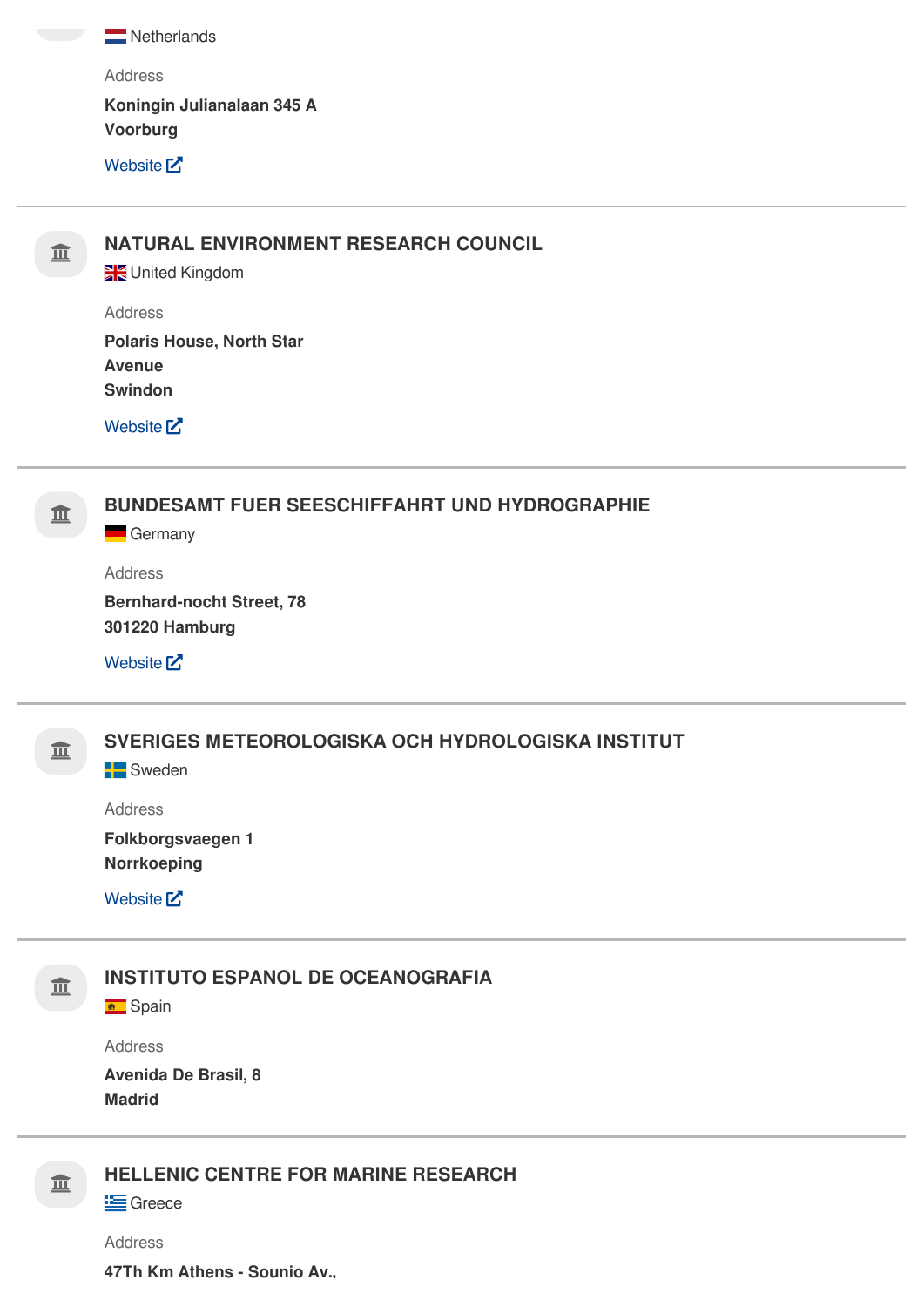Netherlands

Address

**Koningin Julianalaan 345 A**
**Voorburg**

Website

---

### NATURAL ENVIRONMENT RESEARCH COUNCIL

United Kingdom

Address

**Polaris House, North Star**
**Avenue**
**Swindon**

Website

---

### BUNDESAMT FUER SEESCHIFFFAHRT UND HYDROGRAPHIE

Germany

Address

**Bernhard-nocht Street, 78**
**301220 Hamburg**

Website

---

### SVERIGES METEOROLOGISKA OCH HYDROLOGISKA INSTITUT

Sweden

Address

**Folkborgsvaegen 1**
**Norrkoeping**

Website

---

### INSTITUTO ESPANOL DE OCEANOGRAFIA

Spain

Address

**Avenida De Brasil, 8**
**Madrid**

---

### HELLENIC CENTRE FOR MARINE RESEARCH

Greece

Address

**47Th Km Athens - Sounio Av.,**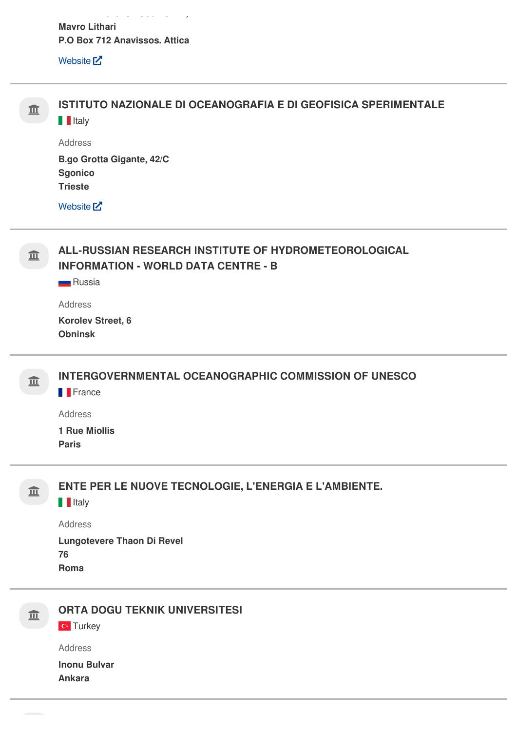**Mavro Lithari**
**P.O Box 712 Anavissos. Attica**

Website

---

### ISTITUTO NAZIONALE DI OCEANOGRAFIA E DI GEOFISICA SPERIMENTALE

Italy

Address

**B.go Grotta Gigante, 42/C**
**Sgonico**
**Trieste**

Website

---

### ALL-RUSSIAN RESEARCH INSTITUTE OF HYDROMETEOROLOGICAL INFORMATION - WORLD DATA CENTRE - B

Russia

Address

**Korolev Street, 6**
**Obninsk**

---

### INTERGOVERNMENTAL OCEANOGRAPHIC COMMISSION OF UNESCO

France

Address

**1 Rue Miollis**
**Paris**

---

### ENTE PER LE NUOVE TECNOLOGIE, L'ENERGIA E L'AMBIENTE.

Italy

Address

**Lungotevere Thaon Di Revel**
**76**
**Roma**

---

### ORTA DOGU TEKNIK UNIVERSITESI

Turkey

Address

**Inonu Bulvar**
**Ankara**

---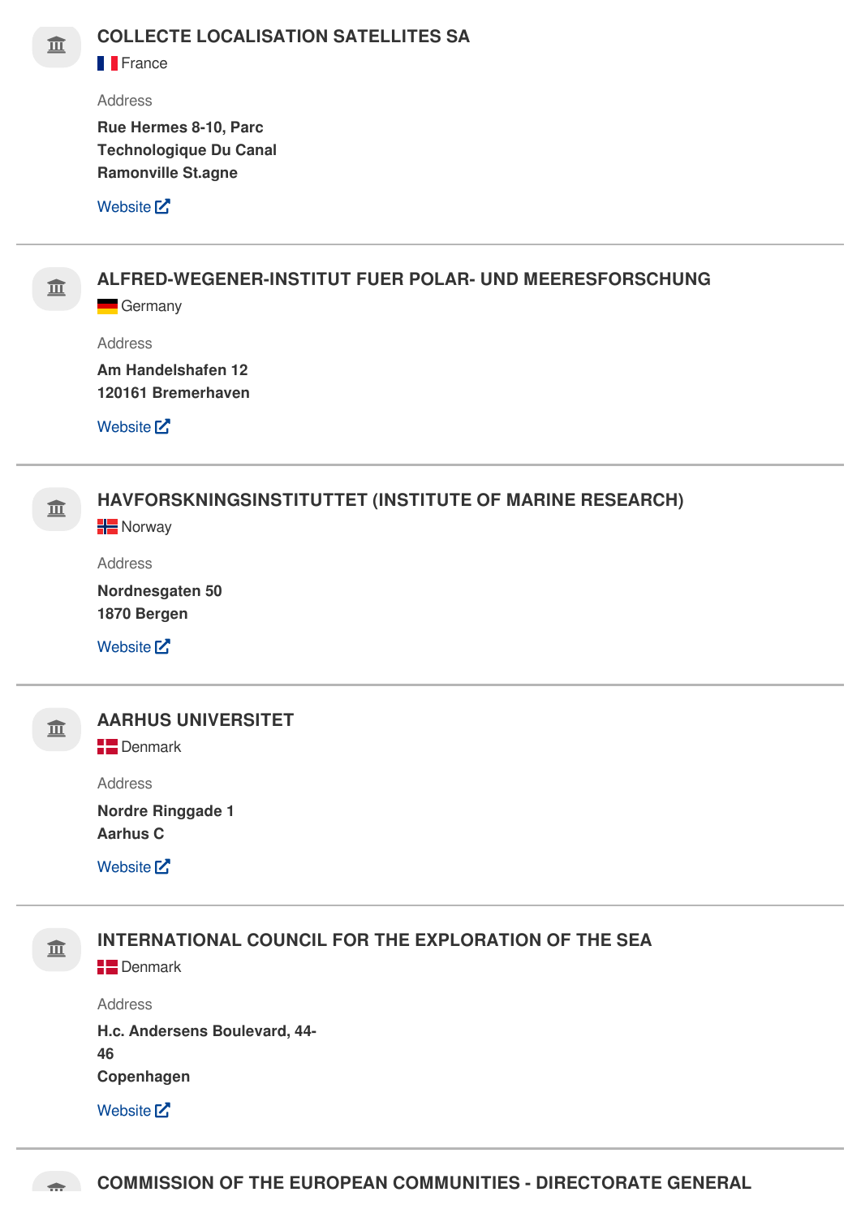### COLLECTE LOCALISATION SATELLITES SA

France

Address

**Rue Hermes 8-10, Parc Technologique Du Canal Ramonville St.agne**

Website

---

### ALFRED-WEGENER-INSTITUT FUER POLAR- UND MEERESFORSCHUNG

Germany

Address

**Am Handelshafen 12**
**120161 Bremerhaven**

Website

---

### HAVFORSKNINGSINSTITUTTET (INSTITUTE OF MARINE RESEARCH)

Norway

Address

**Nordnesgaten 50**
**1870 Bergen**

Website

---

### AARHUS UNIVERSITET

Denmark

Address

**Nordre Ringgade 1**
**Aarhus C**

Website

---

### INTERNATIONAL COUNCIL FOR THE EXPLORATION OF THE SEA

Denmark

Address

**H.c. Andersens Boulevard, 44-46**
**Copenhagen**

Website

---

### COMMISSION OF THE EUROPEAN COMMUNITIES - DIRECTORATE GENERAL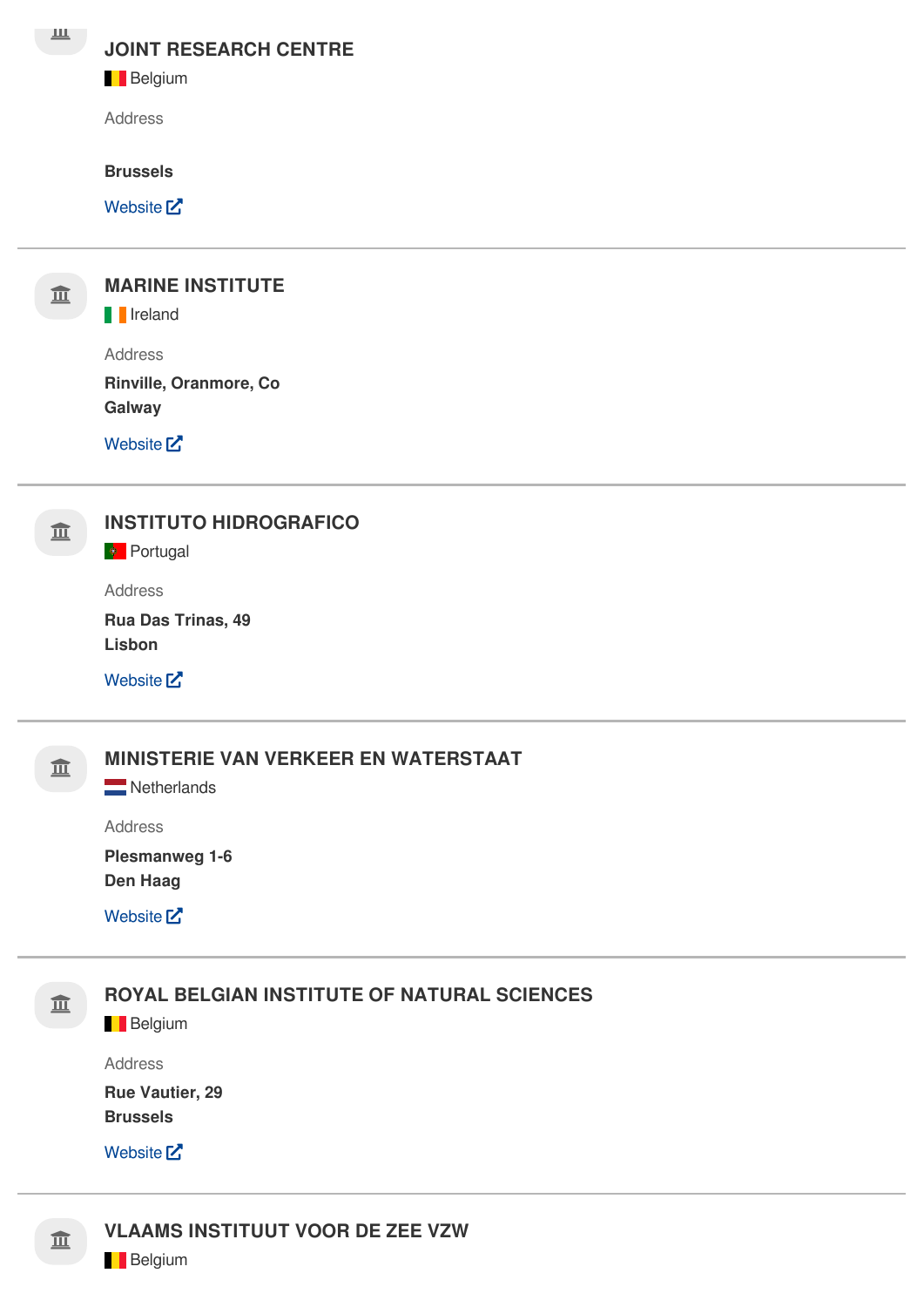### JOINT RESEARCH CENTRE

Belgium

Address

**Brussels**

Website

### MARINE INSTITUTE

Ireland

Address

**Rinville, Oranmore, Co**
**Galway**

Website

### INSTITUTO HIDROGRAFICO

Portugal

Address

**Rua Das Trinas, 49**
**Lisbon**

Website

### MINISTERIE VAN VERKEER EN WATERSTAAT

Netherlands

Address

**Plesmanweg 1-6**
**Den Haag**

Website

### ROYAL BELGIAN INSTITUTE OF NATURAL SCIENCES

Belgium

Address

**Rue Vautier, 29**
**Brussels**

Website

### VLAAMS INSTITUUT VOOR DE ZEE VZW

Belgium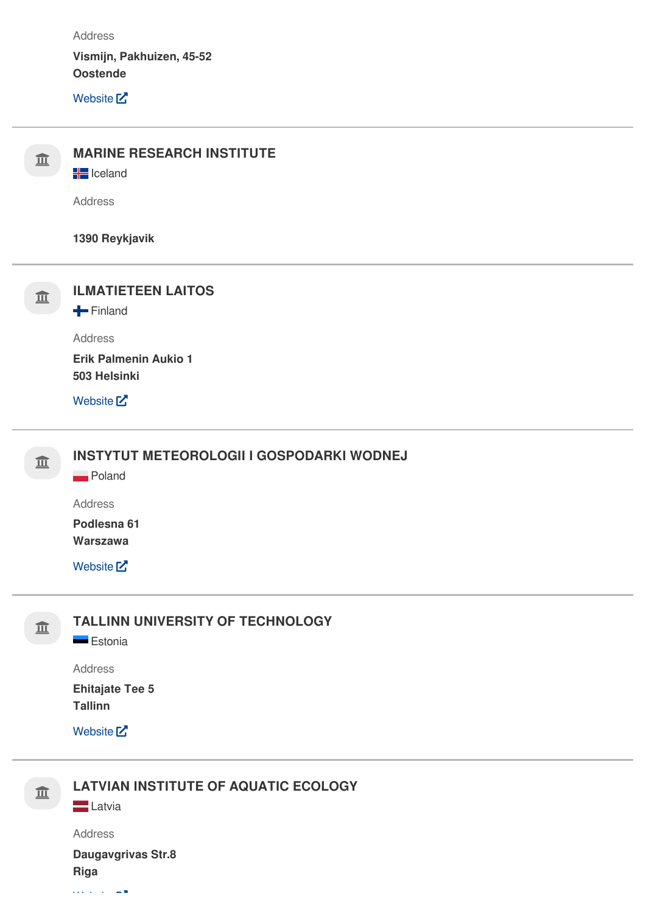Address

**Vismijn, Pakhuizen, 45-52**
**Oostende**

Website

---

### MARINE RESEARCH INSTITUTE

Iceland

Address

**1390 Reykjavik**

---

### ILMATIETEEN LAITOS

Finland

Address

**Erik Palmenin Aukio 1**
**503 Helsinki**

Website

---

### INSTYTUT METEOROLOGII I GOSPODARKI WODNEJ

Poland

Address

**Podlesna 61**
**Warszawa**

Website

---

### TALLINN UNIVERSITY OF TECHNOLOGY

Estonia

Address

**Ehitajate Tee 5**
**Tallinn**

Website

---

### LATVIAN INSTITUTE OF AQUATIC ECOLOGY

Latvia

Address

**Daugavgrivas Str.8**
**Riga**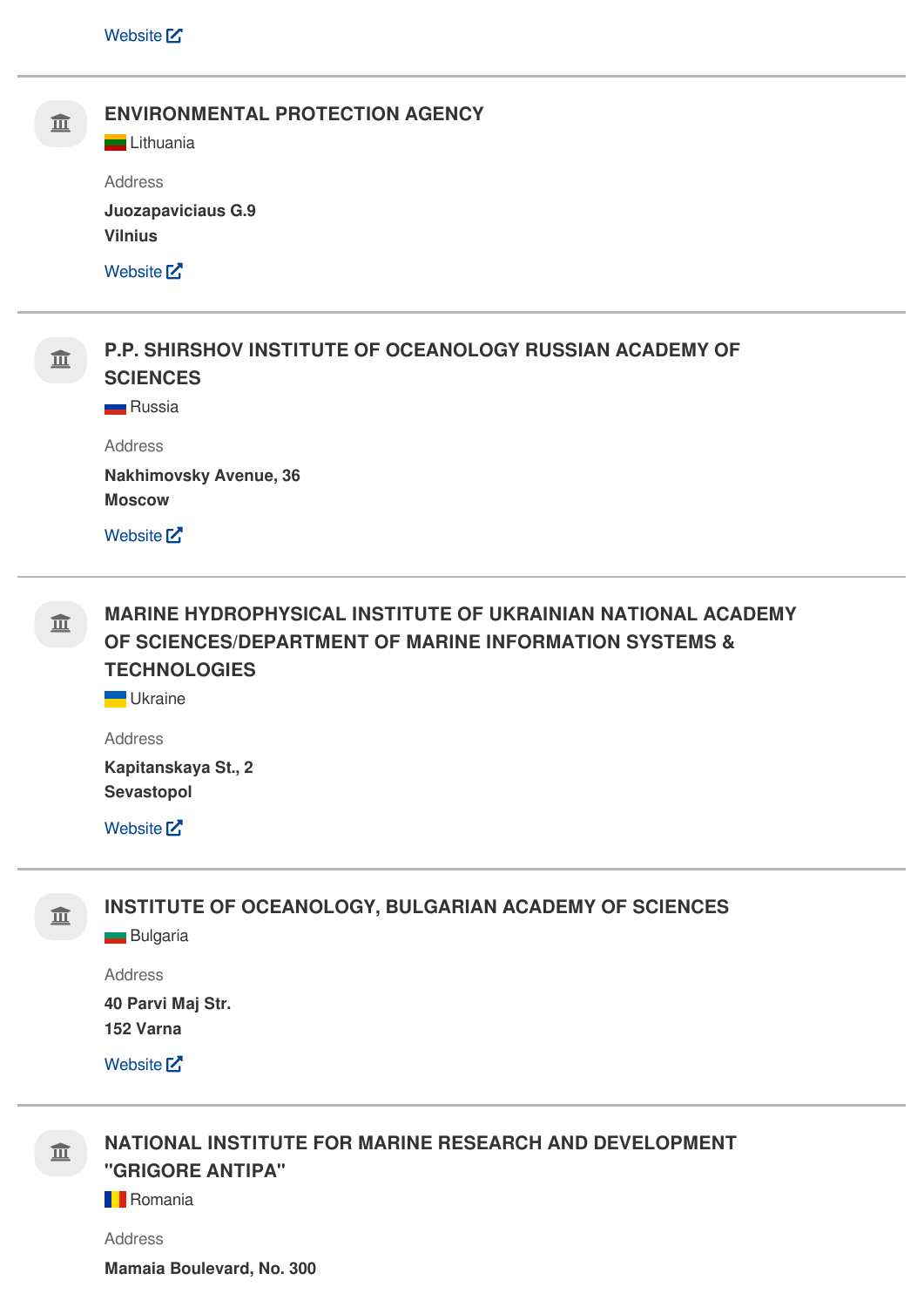Website

---

### ENVIRONMENTAL PROTECTION AGENCY

Lithuania

Address

**Juozapaviciaus G.9**
**Vilnius**

Website

---

### P.P. SHIRSHOV INSTITUTE OF OCEANOLOGY RUSSIAN ACADEMY OF SCIENCES

Russia

Address

**Nakhimovsky Avenue, 36**
**Moscow**

Website

---

### MARINE HYDROPHYSICAL INSTITUTE OF UKRAINIAN NATIONAL ACADEMY OF SCIENCES/DEPARTMENT OF MARINE INFORMATION SYSTEMS & TECHNOLOGIES

Ukraine

Address

**Kapitanskaya St., 2**
**Sevastopol**

Website

---

### INSTITUTE OF OCEANOLOGY, BULGARIAN ACADEMY OF SCIENCES

Bulgaria

Address

**40 Parvi Maj Str.**
**152 Varna**

Website

---

### NATIONAL INSTITUTE FOR MARINE RESEARCH AND DEVELOPMENT "GRIGORE ANTIPA"

Romania

Address

**Mamaia Boulevard, No. 300**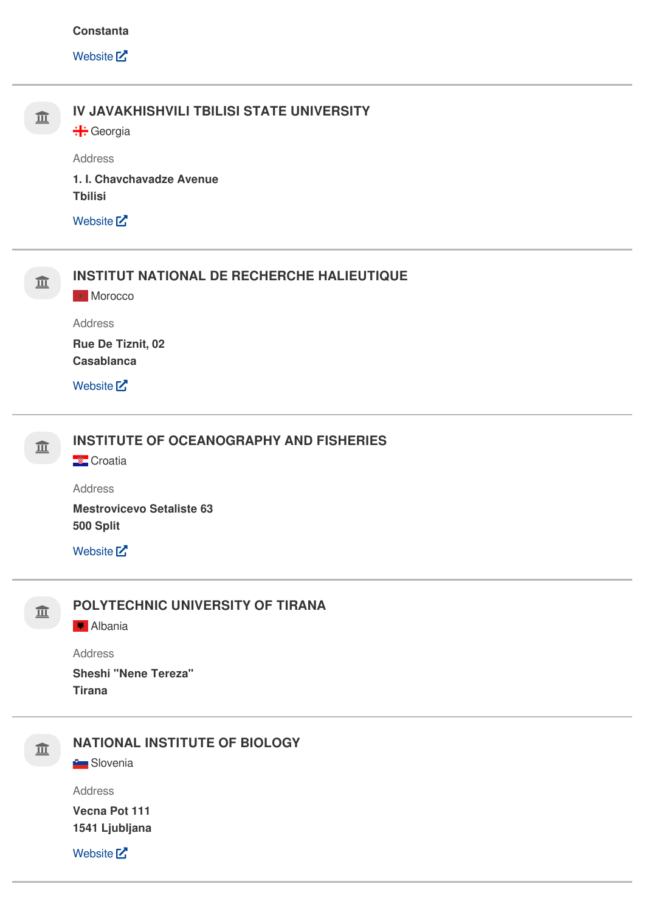**Constanta**

Website

---

### IV JAVAKHISHVILI TBILISI STATE UNIVERSITY

Georgia

Address

**1. I. Chavchavadze Avenue**
**Tbilisi**

Website

---

### INSTITUT NATIONAL DE RECHERCHE HALIEUTIQUE

Morocco

Address

**Rue De Tiznit, 02**
**Casablanca**

Website

---

### INSTITUTE OF OCEANOGRAPHY AND FISHERIES

Croatia

Address

**Mestrovicevo Setaliste 63**
**500 Split**

Website

---

### POLYTECHNIC UNIVERSITY OF TIRANA

Albania

Address

**Sheshi "Nene Tereza"**
**Tirana**

---

### NATIONAL INSTITUTE OF BIOLOGY

Slovenia

Address

**Vecna Pot 111**
**1541 Ljubljana**

Website

---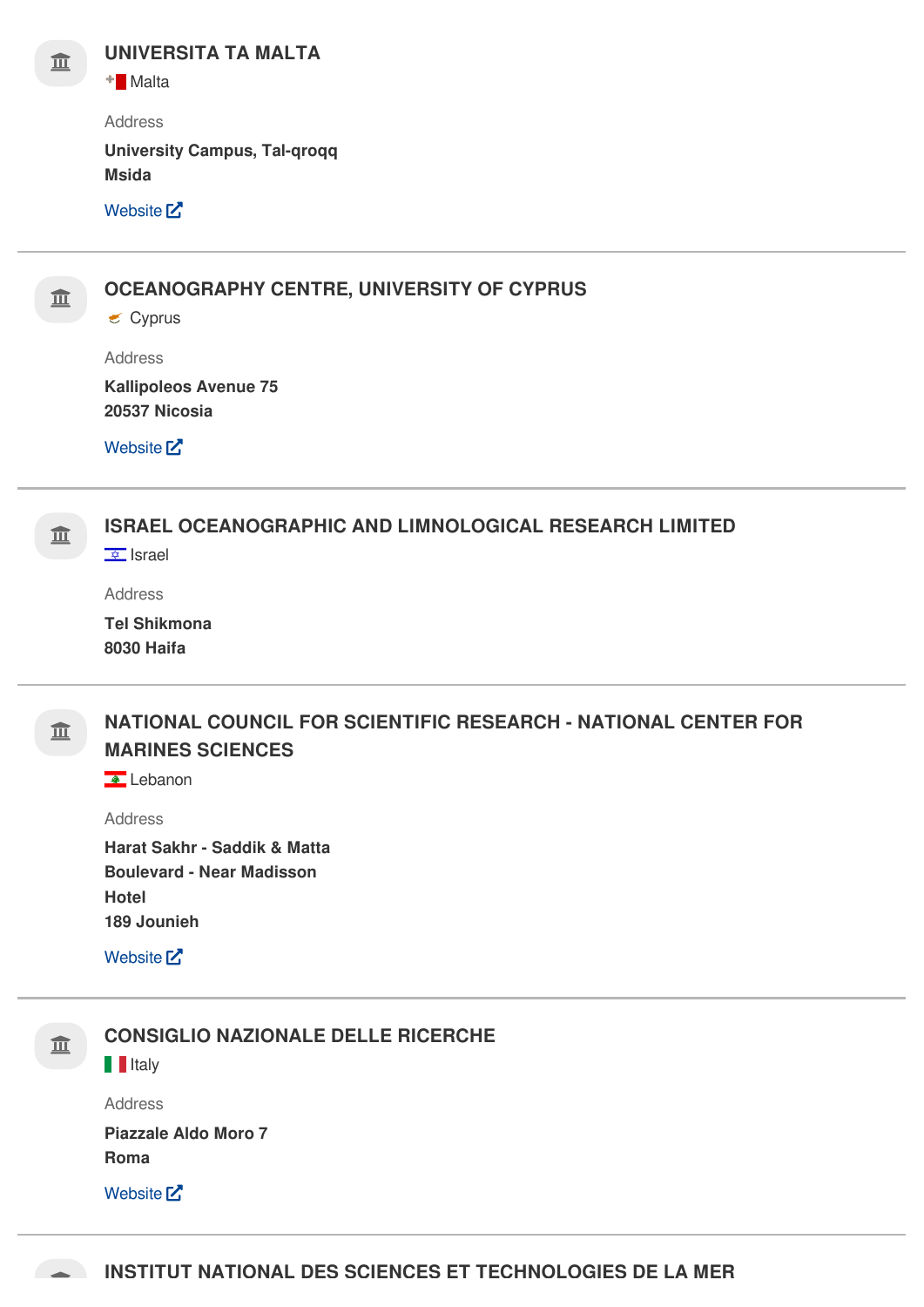### UNIVERSITA TA MALTA

Malta

Address

**University Campus, Tal-qroqq**
**Msida**

Website

---

### OCEANOGRAPHY CENTRE, UNIVERSITY OF CYPRUS

Cyprus

Address

**Kallipoleos Avenue 75**
**20537 Nicosia**

Website

---

### ISRAEL OCEANOGRAPHIC AND LIMNOLOGICAL RESEARCH LIMITED

Israel

Address

**Tel Shikmona**
**8030 Haifa**

---

### NATIONAL COUNCIL FOR SCIENTIFIC RESEARCH - NATIONAL CENTER FOR MARINES SCIENCES

Lebanon

Address

**Harat Sakhr - Saddik & Matta**
**Boulevard - Near Madisson**
**Hotel**
**189 Jounieh**

Website

---

### CONSIGLIO NAZIONALE DELLE RICERCHE

Italy

Address

**Piazzale Aldo Moro 7**
**Roma**

Website

---

### INSTITUT NATIONAL DES SCIENCES ET TECHNOLOGIES DE LA MER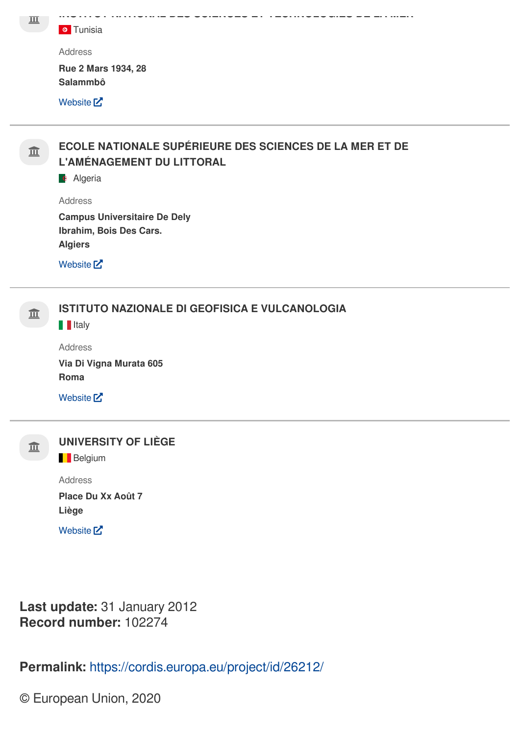### INSTITUT NATIONAL DES SCIENCES ET TECHNOLOGIES DE LA MER

Tunisia

Address

**Rue 2 Mars 1934, 28**
**Salammbô**

Website

### ECOLE NATIONALE SUPÉRIEURE DES SCIENCES DE LA MER ET DE L'AMÉNAGEMENT DU LITTORAL

Algeria

Address

**Campus Universitaire De Dely Ibrahim, Bois Des Cars.**
**Algiers**

Website

### ISTITUTO NAZIONALE DI GEOFISICA E VULCANOLOGIA

Italy

Address

**Via Di Vigna Murata 605**
**Roma**

Website

### UNIVERSITY OF LIÈGE

Belgium

Address

**Place Du Xx Août 7**
**Liège**

Website

**Last update:** 31 January 2012
**Record number:** 102274

**Permalink:** https://cordis.europa.eu/project/id/26212/

© European Union, 2020